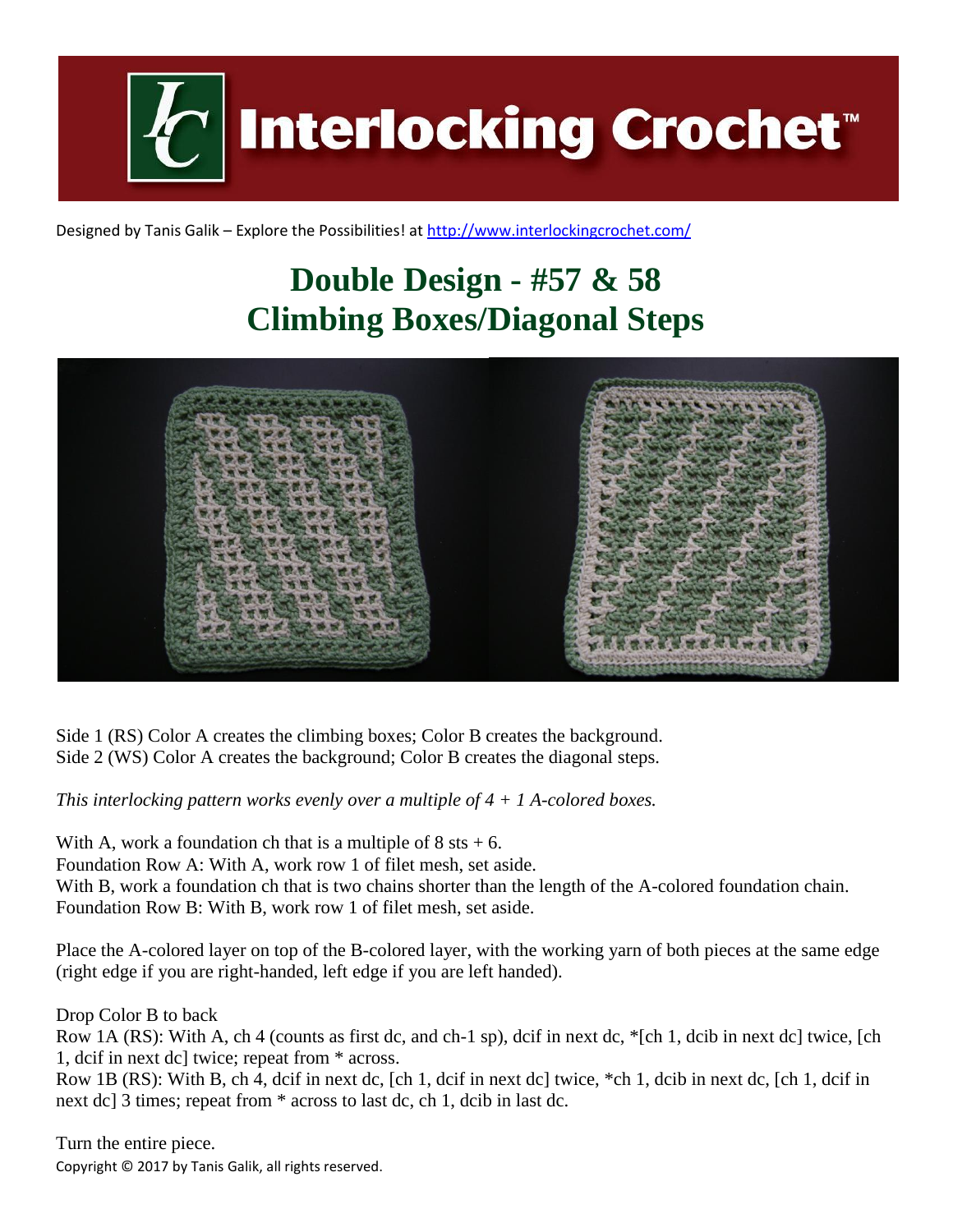Designed by Tanis Galik – Explore the Possibilities! at http://www.interlockingcrochet.com/

# Double Design - #57 & 58
# Climbing Boxes/Diagonal Steps

Side 1 (RS) Color A creates the climbing boxes; Color B creates the background.
Side 2 (WS) Color A creates the background; Color B creates the diagonal steps.

*This interlocking pattern works evenly over a multiple of 4 + 1 A-colored boxes.*

With A, work a foundation ch that is a multiple of 8 sts + 6.
Foundation Row A: With A, work row 1 of filet mesh, set aside.
With B, work a foundation ch that is two chains shorter than the length of the A-colored foundation chain.
Foundation Row B: With B, work row 1 of filet mesh, set aside.

Place the A-colored layer on top of the B-colored layer, with the working yarn of both pieces at the same edge (right edge if you are right-handed, left edge if you are left handed).

Drop Color B to back
Row 1A (RS): With A, ch 4 (counts as first dc, and ch-1 sp), dcif in next dc, *[ch 1, dcib in next dc] twice, [ch 1, dcif in next dc] twice; repeat from * across.
Row 1B (RS): With B, ch 4, dcif in next dc, [ch 1, dcif in next dc] twice, *ch 1, dcib in next dc, [ch 1, dcif in next dc] 3 times; repeat from * across to last dc, ch 1, dcib in last dc.

Turn the entire piece.

Copyright © 2017 by Tanis Galik, all rights reserved.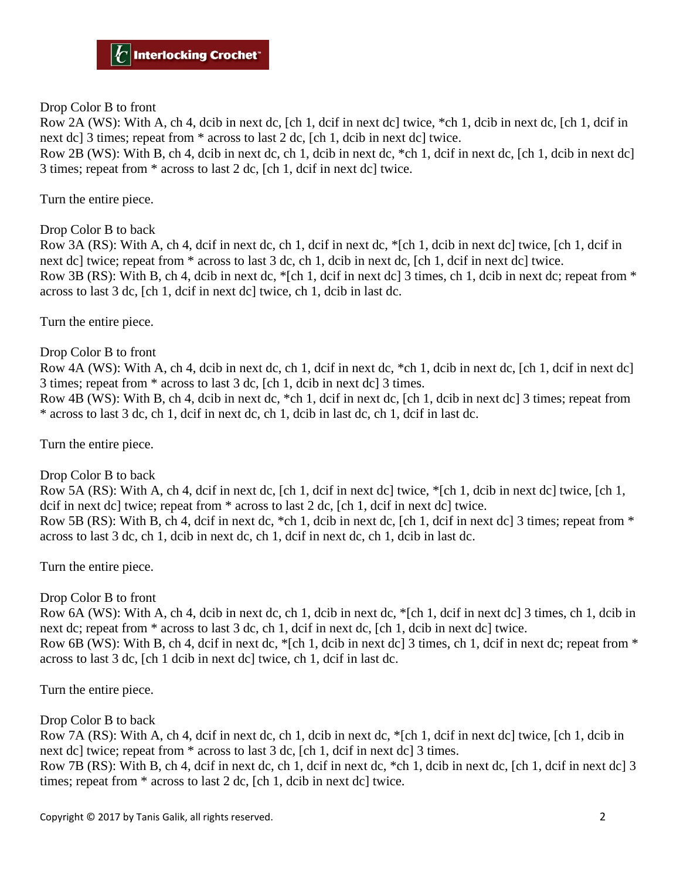Drop Color B to front

Row 2A (WS): With A, ch 4, dcib in next dc, [ch 1, dcif in next dc] twice, *ch 1, dcib in next dc, [ch 1, dcif in next dc] 3 times; repeat from * across to last 2 dc, [ch 1, dcib in next dc] twice.

Row 2B (WS): With B, ch 4, dcib in next dc, ch 1, dcib in next dc, *ch 1, dcif in next dc, [ch 1, dcib in next dc] 3 times; repeat from * across to last 2 dc, [ch 1, dcif in next dc] twice.

Turn the entire piece.

Drop Color B to back

Row 3A (RS): With A, ch 4, dcif in next dc, ch 1, dcif in next dc, *[ch 1, dcib in next dc] twice, [ch 1, dcif in next dc] twice; repeat from * across to last 3 dc, ch 1, dcib in next dc, [ch 1, dcif in next dc] twice.

Row 3B (RS): With B, ch 4, dcib in next dc, *[ch 1, dcif in next dc] 3 times, ch 1, dcib in next dc; repeat from * across to last 3 dc, [ch 1, dcif in next dc] twice, ch 1, dcib in last dc.

Turn the entire piece.

Drop Color B to front

Row 4A (WS): With A, ch 4, dcib in next dc, ch 1, dcif in next dc, *ch 1, dcib in next dc, [ch 1, dcif in next dc] 3 times; repeat from * across to last 3 dc, [ch 1, dcib in next dc] 3 times.

Row 4B (WS): With B, ch 4, dcib in next dc, *ch 1, dcif in next dc, [ch 1, dcib in next dc] 3 times; repeat from * across to last 3 dc, ch 1, dcif in next dc, ch 1, dcib in last dc, ch 1, dcif in last dc.

Turn the entire piece.

Drop Color B to back

Row 5A (RS): With A, ch 4, dcif in next dc, [ch 1, dcif in next dc] twice, *[ch 1, dcib in next dc] twice, [ch 1, dcif in next dc] twice; repeat from * across to last 2 dc, [ch 1, dcif in next dc] twice.

Row 5B (RS): With B, ch 4, dcif in next dc, *ch 1, dcib in next dc, [ch 1, dcif in next dc] 3 times; repeat from * across to last 3 dc, ch 1, dcib in next dc, ch 1, dcif in next dc, ch 1, dcib in last dc.

Turn the entire piece.

Drop Color B to front

Row 6A (WS): With A, ch 4, dcib in next dc, ch 1, dcib in next dc, *[ch 1, dcif in next dc] 3 times, ch 1, dcib in next dc; repeat from * across to last 3 dc, ch 1, dcif in next dc, [ch 1, dcib in next dc] twice.

Row 6B (WS): With B, ch 4, dcif in next dc, *[ch 1, dcib in next dc] 3 times, ch 1, dcif in next dc; repeat from * across to last 3 dc, [ch 1 dcib in next dc] twice, ch 1, dcif in last dc.

Turn the entire piece.

Drop Color B to back

Row 7A (RS): With A, ch 4, dcif in next dc, ch 1, dcib in next dc, *[ch 1, dcif in next dc] twice, [ch 1, dcib in next dc] twice; repeat from * across to last 3 dc, [ch 1, dcif in next dc] 3 times.

Row 7B (RS): With B, ch 4, dcif in next dc, ch 1, dcif in next dc, *ch 1, dcib in next dc, [ch 1, dcif in next dc] 3 times; repeat from * across to last 2 dc, [ch 1, dcib in next dc] twice.

Copyright © 2017 by Tanis Galik, all rights reserved.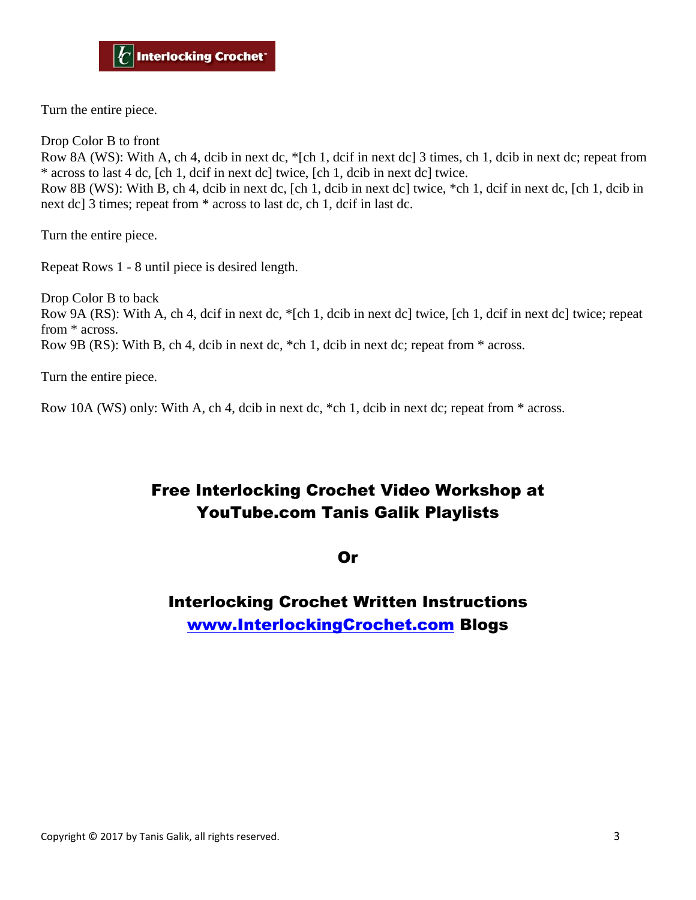Turn the entire piece.

Drop Color B to front

Row 8A (WS): With A, ch 4, dcib in next dc, *[ch 1, dcif in next dc] 3 times, ch 1, dcib in next dc; repeat from * across to last 4 dc, [ch 1, dcif in next dc] twice, [ch 1, dcib in next dc] twice.

Row 8B (WS): With B, ch 4, dcib in next dc, [ch 1, dcib in next dc] twice, *ch 1, dcif in next dc, [ch 1, dcib in next dc] 3 times; repeat from * across to last dc, ch 1, dcif in last dc.

Turn the entire piece.

Repeat Rows 1 - 8 until piece is desired length.

Drop Color B to back

Row 9A (RS): With A, ch 4, dcif in next dc, *[ch 1, dcib in next dc] twice, [ch 1, dcif in next dc] twice; repeat from * across.

Row 9B (RS): With B, ch 4, dcib in next dc, *ch 1, dcib in next dc; repeat from * across.

Turn the entire piece.

Row 10A (WS) only: With A, ch 4, dcib in next dc, *ch 1, dcib in next dc; repeat from * across.

## Free Interlocking Crochet Video Workshop at YouTube.com Tanis Galik Playlists

## Or

## Interlocking Crochet Written Instructions [www.InterlockingCrochet.com](http://www.InterlockingCrochet.com) Blogs

Copyright © 2017 by Tanis Galik, all rights reserved.